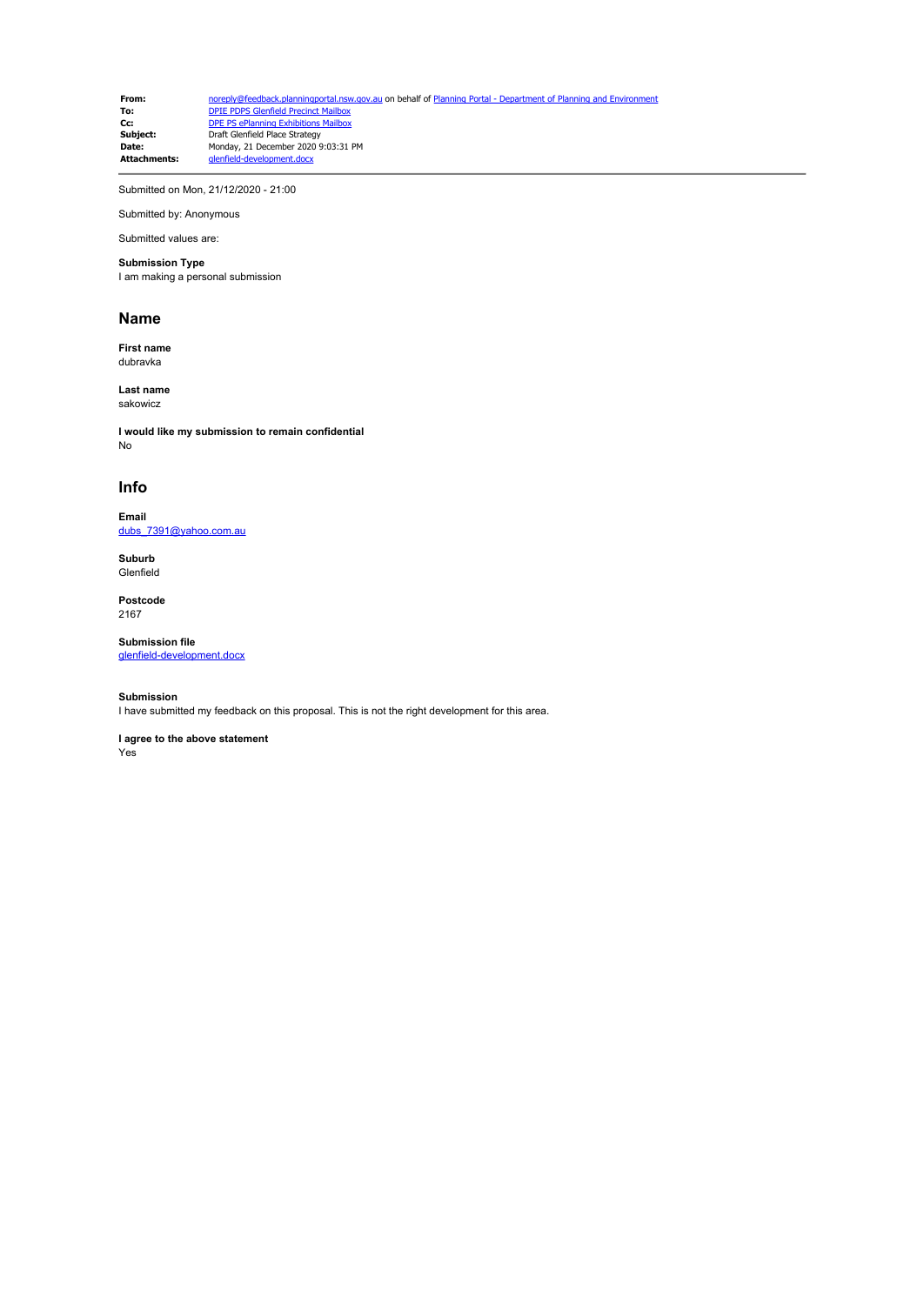| | |
|---|---|
| **From:** | noreply@feedback.planningportal.nsw.gov.au on behalf of Planning Portal - Department of Planning and Environment |
| **To:** | DPIE PDPS Glenfield Precinct Mailbox |
| **Cc:** | DPE PS ePlanning Exhibitions Mailbox |
| **Subject:** | Draft Glenfield Place Strategy |
| **Date:** | Monday, 21 December 2020 9:03:31 PM |
| **Attachments:** | glenfield-development.docx |

---

Submitted on Mon, 21/12/2020 - 21:00

Submitted by: Anonymous

Submitted values are:

**Submission Type**
I am making a personal submission

## Name

**First name**
dubravka

**Last name**
sakowicz

**I would like my submission to remain confidential**
No

## Info

**Email**
dubs_7391@yahoo.com.au

**Suburb**
Glenfield

**Postcode**
2167

**Submission file**
glenfield-development.docx

**Submission**
I have submitted my feedback on this proposal. This is not the right development for this area.

**I agree to the above statement**
Yes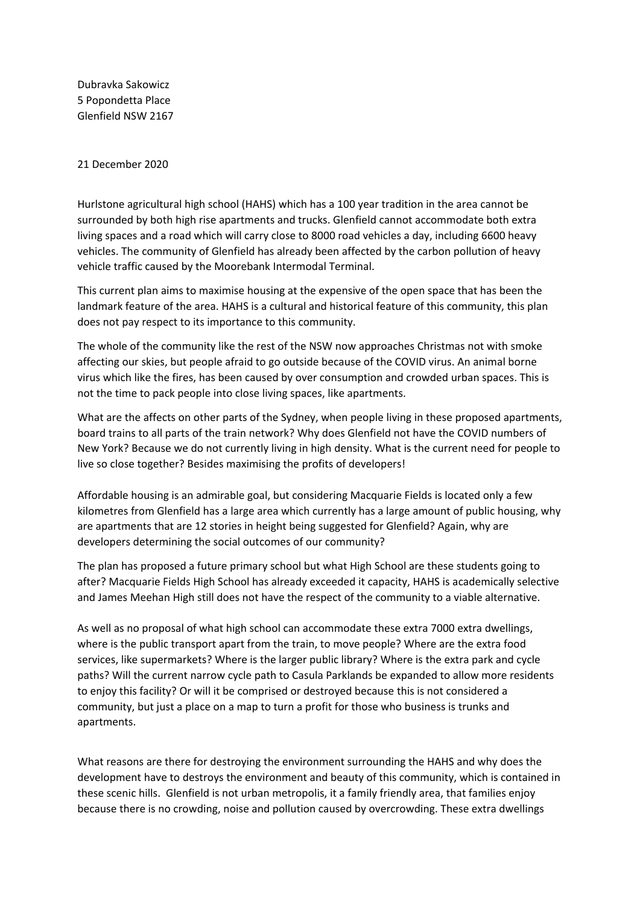Dubravka Sakowicz
5 Popondetta Place
Glenfield NSW 2167

21 December 2020

Hurlstone agricultural high school (HAHS) which has a 100 year tradition in the area cannot be surrounded by both high rise apartments and trucks. Glenfield cannot accommodate both extra living spaces and a road which will carry close to 8000 road vehicles a day, including 6600 heavy vehicles. The community of Glenfield has already been affected by the carbon pollution of heavy vehicle traffic caused by the Moorebank Intermodal Terminal.

This current plan aims to maximise housing at the expensive of the open space that has been the landmark feature of the area. HAHS is a cultural and historical feature of this community, this plan does not pay respect to its importance to this community.

The whole of the community like the rest of the NSW now approaches Christmas not with smoke affecting our skies, but people afraid to go outside because of the COVID virus. An animal borne virus which like the fires, has been caused by over consumption and crowded urban spaces. This is not the time to pack people into close living spaces, like apartments.

What are the affects on other parts of the Sydney, when people living in these proposed apartments, board trains to all parts of the train network? Why does Glenfield not have the COVID numbers of New York? Because we do not currently living in high density. What is the current need for people to live so close together? Besides maximising the profits of developers!

Affordable housing is an admirable goal, but considering Macquarie Fields is located only a few kilometres from Glenfield has a large area which currently has a large amount of public housing, why are apartments that are 12 stories in height being suggested for Glenfield? Again, why are developers determining the social outcomes of our community?

The plan has proposed a future primary school but what High School are these students going to after? Macquarie Fields High School has already exceeded it capacity, HAHS is academically selective and James Meehan High still does not have the respect of the community to a viable alternative.

As well as no proposal of what high school can accommodate these extra 7000 extra dwellings, where is the public transport apart from the train, to move people? Where are the extra food services, like supermarkets? Where is the larger public library? Where is the extra park and cycle paths? Will the current narrow cycle path to Casula Parklands be expanded to allow more residents to enjoy this facility? Or will it be comprised or destroyed because this is not considered a community, but just a place on a map to turn a profit for those who business is trunks and apartments.

What reasons are there for destroying the environment surrounding the HAHS and why does the development have to destroys the environment and beauty of this community, which is contained in these scenic hills. Glenfield is not urban metropolis, it a family friendly area, that families enjoy because there is no crowding, noise and pollution caused by overcrowding. These extra dwellings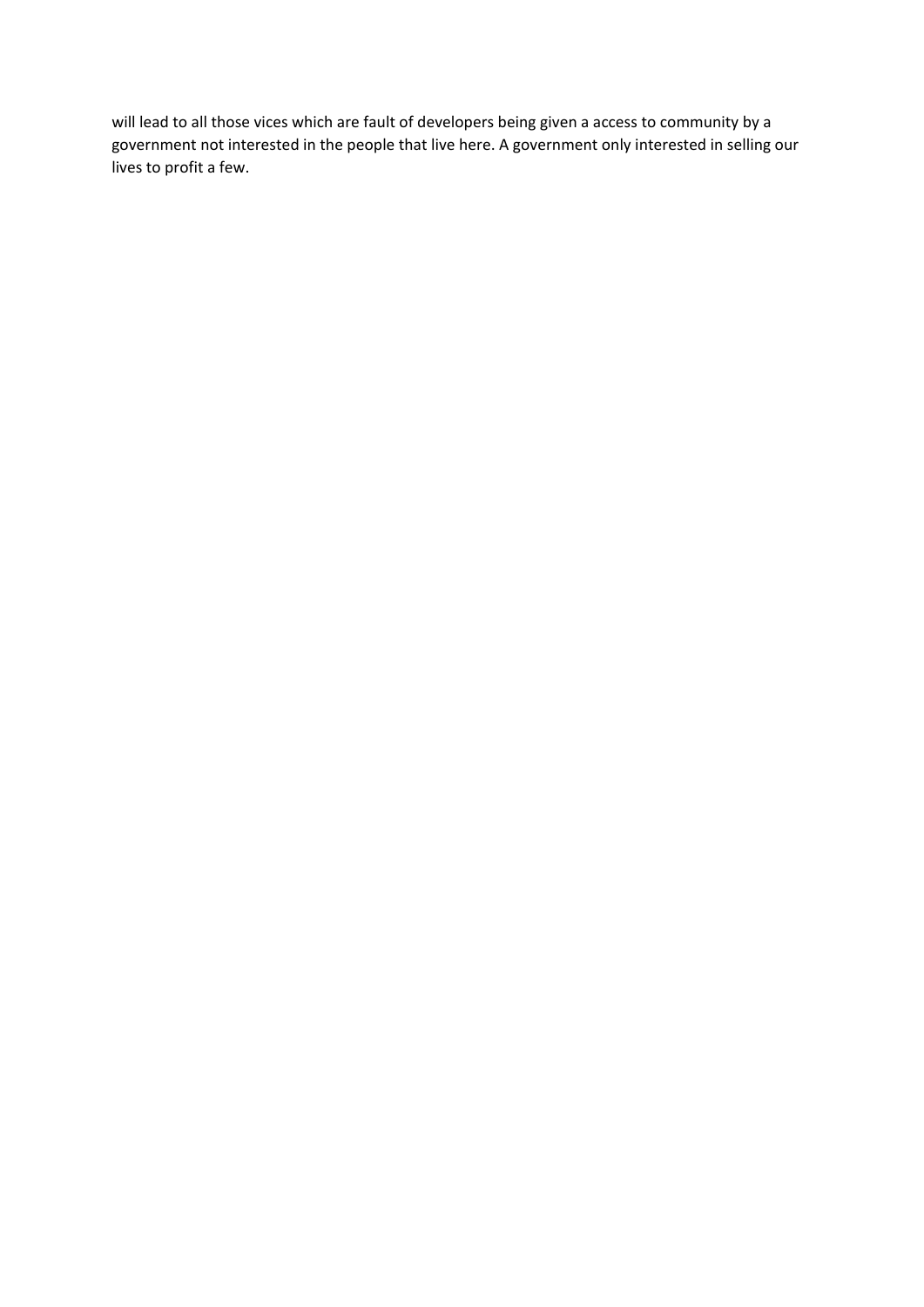will lead to all those vices which are fault of developers being given a access to community by a government not interested in the people that live here. A government only interested in selling our lives to profit a few.